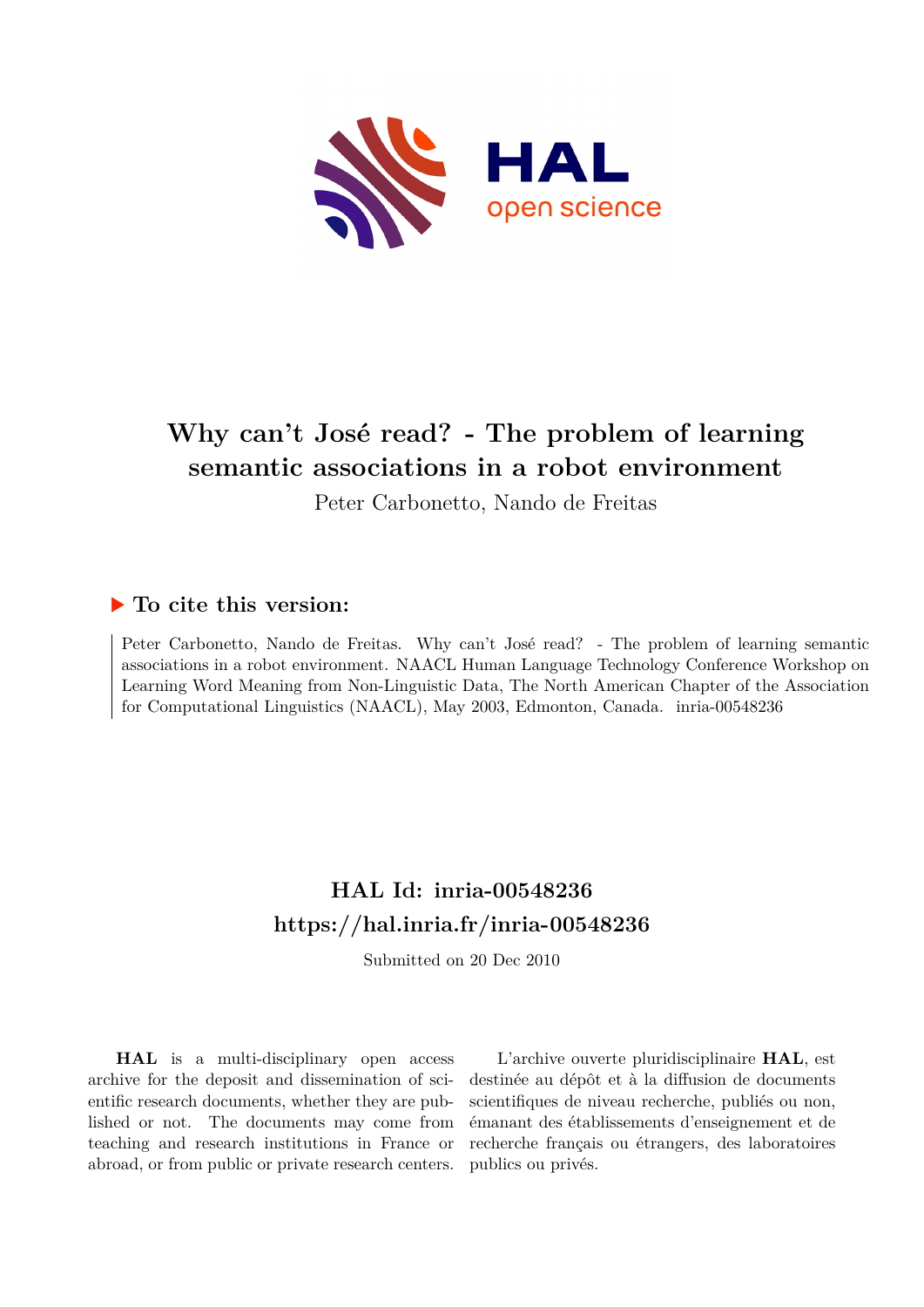# Why can't José read? - The problem of learning semantic associations in a robot environment

Peter Carbonetto, Nando de Freitas

## ▶ To cite this version:

Peter Carbonetto, Nando de Freitas. Why can't José read? - The problem of learning semantic associations in a robot environment. NAACL Human Language Technology Conference Workshop on Learning Word Meaning from Non-Linguistic Data, The North American Chapter of the Association for Computational Linguistics (NAACL), May 2003, Edmonton, Canada. inria-00548236

## HAL Id: inria-00548236
## https://hal.inria.fr/inria-00548236

Submitted on 20 Dec 2010

**HAL** is a multi-disciplinary open access archive for the deposit and dissemination of scientific research documents, whether they are published or not. The documents may come from teaching and research institutions in France or abroad, or from public or private research centers.

L'archive ouverte pluridisciplinaire **HAL**, est destinée au dépôt et à la diffusion de documents scientifiques de niveau recherche, publiés ou non, émanant des établissements d'enseignement et de recherche français ou étrangers, des laboratoires publics ou privés.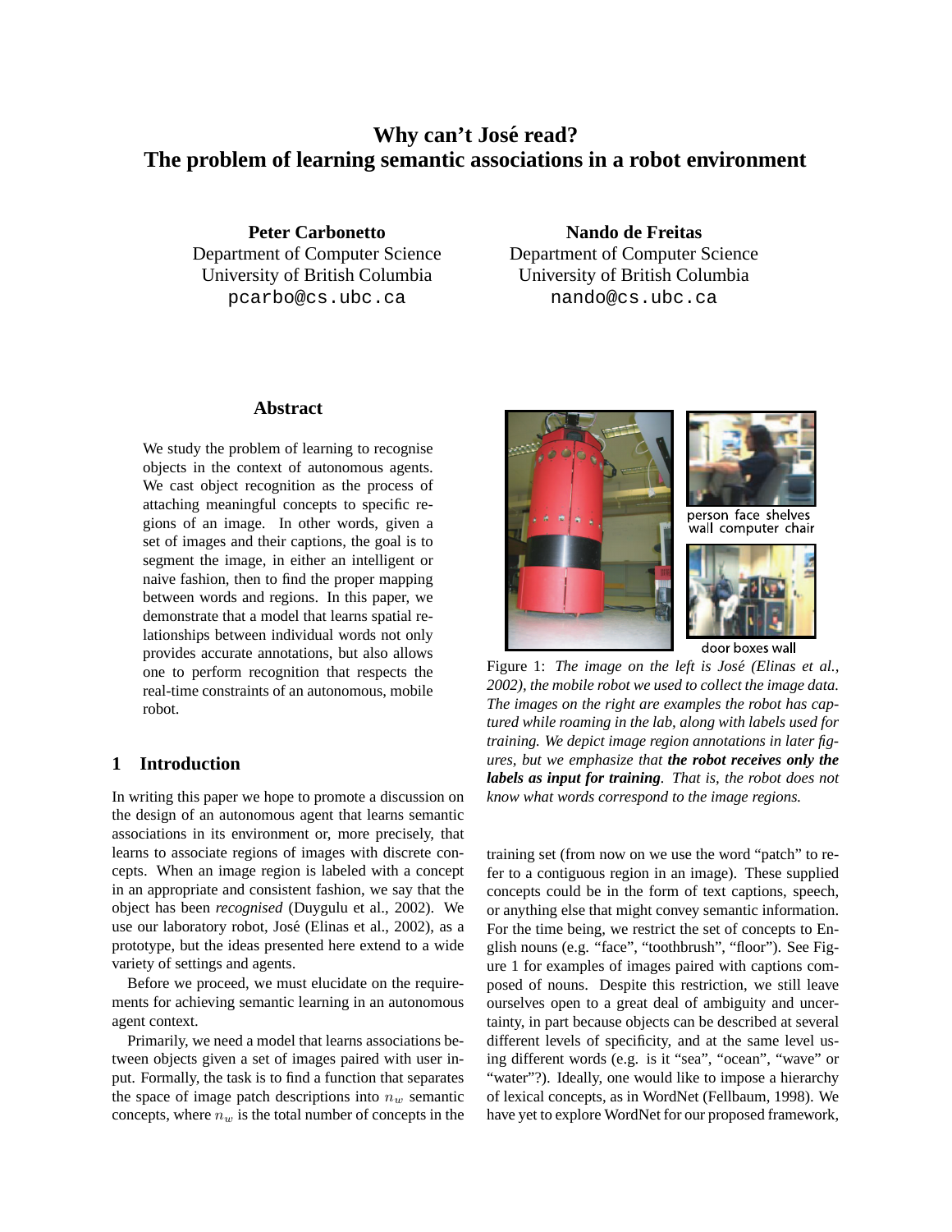# Why can't José read?
# The problem of learning semantic associations in a robot environment

**Peter Carbonetto**
Department of Computer Science
University of British Columbia
pcarbo@cs.ubc.ca

**Nando de Freitas**
Department of Computer Science
University of British Columbia
nando@cs.ubc.ca

## Abstract

We study the problem of learning to recognise objects in the context of autonomous agents. We cast object recognition as the process of attaching meaningful concepts to specific regions of an image. In other words, given a set of images and their captions, the goal is to segment the image, in either an intelligent or naive fashion, then to find the proper mapping between words and regions. In this paper, we demonstrate that a model that learns spatial relationships between individual words not only provides accurate annotations, but also allows one to perform recognition that respects the real-time constraints of an autonomous, mobile robot.

person face shelves wall computer chair

door boxes wall

Figure 1: *The image on the left is José (Elinas et al., 2002), the mobile robot we used to collect the image data. The images on the right are examples the robot has captured while roaming in the lab, along with labels used for training. We depict image region annotations in later figures, but we emphasize that* ***the robot receives only the labels as input for training****. That is, the robot does not know what words correspond to the image regions.*

## 1 Introduction

In writing this paper we hope to promote a discussion on the design of an autonomous agent that learns semantic associations in its environment or, more precisely, that learns to associate regions of images with discrete concepts. When an image region is labeled with a concept in an appropriate and consistent fashion, we say that the object has been *recognised* (Duygulu et al., 2002). We use our laboratory robot, José (Elinas et al., 2002), as a prototype, but the ideas presented here extend to a wide variety of settings and agents.

Before we proceed, we must elucidate on the requirements for achieving semantic learning in an autonomous agent context.

Primarily, we need a model that learns associations between objects given a set of images paired with user input. Formally, the task is to find a function that separates the space of image patch descriptions into $n_w$ semantic concepts, where $n_w$ is the total number of concepts in the training set (from now on we use the word "patch" to refer to a contiguous region in an image). These supplied concepts could be in the form of text captions, speech, or anything else that might convey semantic information. For the time being, we restrict the set of concepts to English nouns (e.g. "face", "toothbrush", "floor"). See Figure 1 for examples of images paired with captions composed of nouns. Despite this restriction, we still leave ourselves open to a great deal of ambiguity and uncertainty, in part because objects can be described at several different levels of specificity, and at the same level using different words (e.g. is it "sea", "ocean", "wave" or "water"?). Ideally, one would like to impose a hierarchy of lexical concepts, as in WordNet (Fellbaum, 1998). We have yet to explore WordNet for our proposed framework,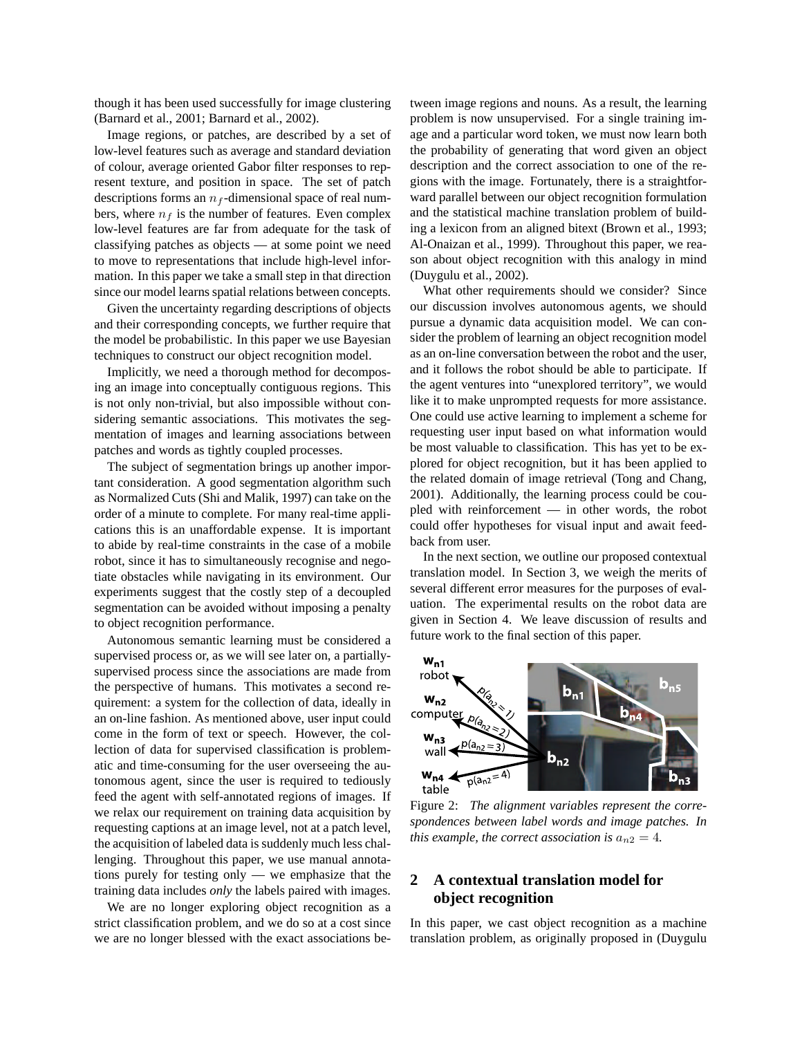though it has been used successfully for image clustering (Barnard et al., 2001; Barnard et al., 2002).

Image regions, or patches, are described by a set of low-level features such as average and standard deviation of colour, average oriented Gabor filter responses to represent texture, and position in space. The set of patch descriptions forms an $n_f$-dimensional space of real numbers, where $n_f$ is the number of features. Even complex low-level features are far from adequate for the task of classifying patches as objects — at some point we need to move to representations that include high-level information. In this paper we take a small step in that direction since our model learns spatial relations between concepts.

Given the uncertainty regarding descriptions of objects and their corresponding concepts, we further require that the model be probabilistic. In this paper we use Bayesian techniques to construct our object recognition model.

Implicitly, we need a thorough method for decomposing an image into conceptually contiguous regions. This is not only non-trivial, but also impossible without considering semantic associations. This motivates the segmentation of images and learning associations between patches and words as tightly coupled processes.

The subject of segmentation brings up another important consideration. A good segmentation algorithm such as Normalized Cuts (Shi and Malik, 1997) can take on the order of a minute to complete. For many real-time applications this is an unaffordable expense. It is important to abide by real-time constraints in the case of a mobile robot, since it has to simultaneously recognise and negotiate obstacles while navigating in its environment. Our experiments suggest that the costly step of a decoupled segmentation can be avoided without imposing a penalty to object recognition performance.

Autonomous semantic learning must be considered a supervised process or, as we will see later on, a partially-supervised process since the associations are made from the perspective of humans. This motivates a second requirement: a system for the collection of data, ideally in an on-line fashion. As mentioned above, user input could come in the form of text or speech. However, the collection of data for supervised classification is problematic and time-consuming for the user overseeing the autonomous agent, since the user is required to tediously feed the agent with self-annotated regions of images. If we relax our requirement on training data acquisition by requesting captions at an image level, not at a patch level, the acquisition of labeled data is suddenly much less challenging. Throughout this paper, we use manual annotations purely for testing only — we emphasize that the training data includes *only* the labels paired with images.

We are no longer exploring object recognition as a strict classification problem, and we do so at a cost since we are no longer blessed with the exact associations between image regions and nouns. As a result, the learning problem is now unsupervised. For a single training image and a particular word token, we must now learn both the probability of generating that word given an object description and the correct association to one of the regions with the image. Fortunately, there is a straightforward parallel between our object recognition formulation and the statistical machine translation problem of building a lexicon from an aligned bitext (Brown et al., 1993; Al-Onaizan et al., 1999). Throughout this paper, we reason about object recognition with this analogy in mind (Duygulu et al., 2002).

What other requirements should we consider? Since our discussion involves autonomous agents, we should pursue a dynamic data acquisition model. We can consider the problem of learning an object recognition model as an on-line conversation between the robot and the user, and it follows the robot should be able to participate. If the agent ventures into "unexplored territory", we would like it to make unprompted requests for more assistance. One could use active learning to implement a scheme for requesting user input based on what information would be most valuable to classification. This has yet to be explored for object recognition, but it has been applied to the related domain of image retrieval (Tong and Chang, 2001). Additionally, the learning process could be coupled with reinforcement — in other words, the robot could offer hypotheses for visual input and await feedback from user.

In the next section, we outline our proposed contextual translation model. In Section 3, we weigh the merits of several different error measures for the purposes of evaluation. The experimental results on the robot data are given in Section 4. We leave discussion of results and future work to the final section of this paper.

Figure 2: *The alignment variables represent the correspondences between label words and image patches. In this example, the correct association is $a_{n2} = 4$.*

## 2 A contextual translation model for object recognition

In this paper, we cast object recognition as a machine translation problem, as originally proposed in (Duygulu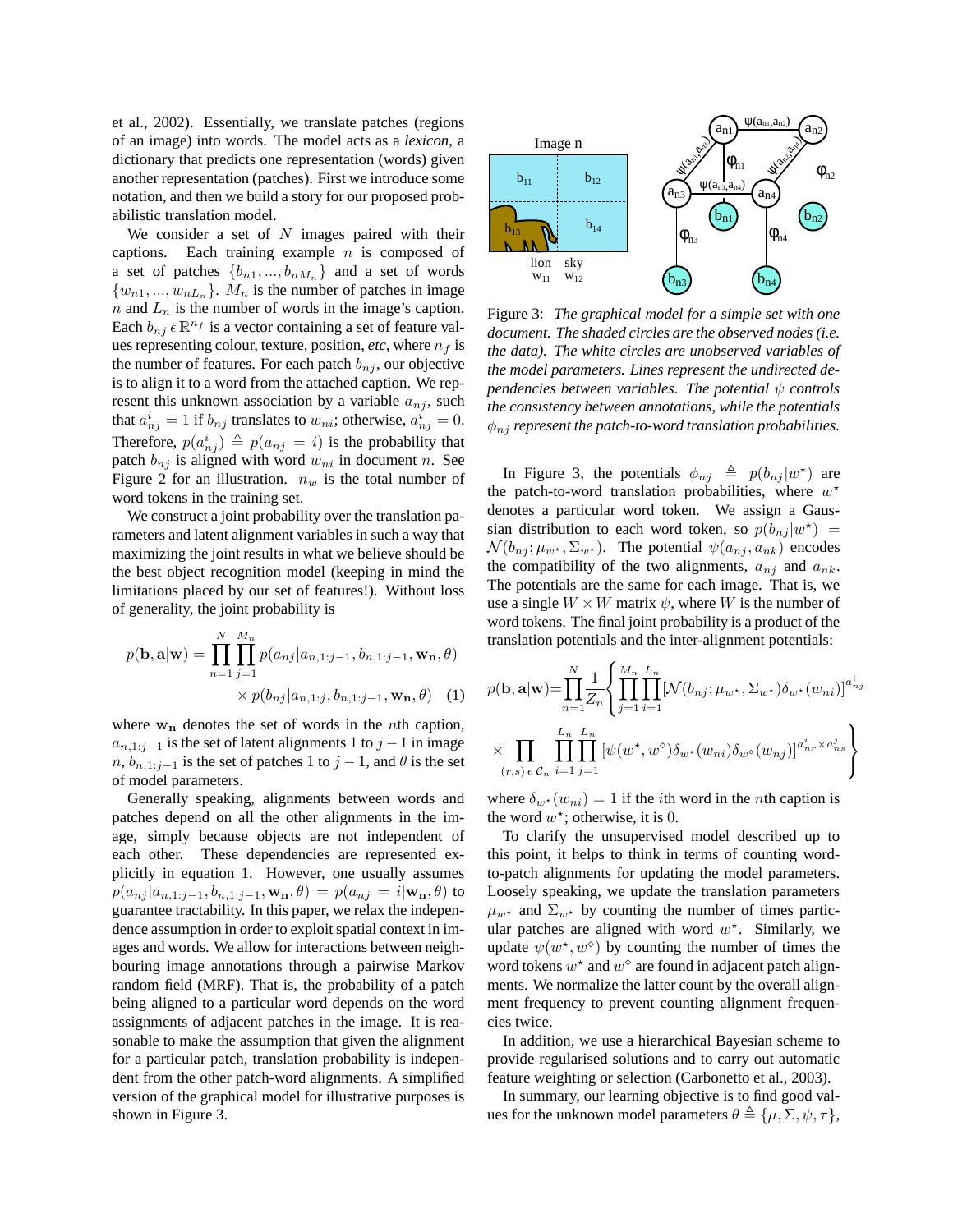et al., 2002). Essentially, we translate patches (regions of an image) into words. The model acts as a *lexicon*, a dictionary that predicts one representation (words) given another representation (patches). First we introduce some notation, and then we build a story for our proposed probabilistic translation model.

We consider a set of $N$ images paired with their captions. Each training example $n$ is composed of a set of patches $\{b_{n1}, ..., b_{nM_n}\}$ and a set of words $\{w_{n1}, ..., w_{nL_n}\}$. $M_n$ is the number of patches in image $n$ and $L_n$ is the number of words in the image's caption. Each $b_{nj} \, \epsilon \, \mathbb{R}^{n_f}$ is a vector containing a set of feature values representing colour, texture, position, *etc*, where $n_f$ is the number of features. For each patch $b_{nj}$, our objective is to align it to a word from the attached caption. We represent this unknown association by a variable $a_{nj}$, such that $a^i_{nj} = 1$ if $b_{nj}$ translates to $w_{ni}$; otherwise, $a^i_{nj} = 0$. Therefore, $p(a^i_{nj}) \triangleq p(a_{nj} = i)$ is the probability that patch $b_{nj}$ is aligned with word $w_{ni}$ in document $n$. See Figure 2 for an illustration. $n_w$ is the total number of word tokens in the training set.

We construct a joint probability over the translation parameters and latent alignment variables in such a way that maximizing the joint results in what we believe should be the best object recognition model (keeping in mind the limitations placed by our set of features!). Without loss of generality, the joint probability is

$$p(\mathbf{b}, \mathbf{a}|\mathbf{w}) = \prod_{n=1}^{N} \prod_{j=1}^{M_n} p(a_{nj}|a_{n,1:j-1}, b_{n,1:j-1}, \mathbf{w_n}, \theta) \times p(b_{nj}|a_{n,1:j}, b_{n,1:j-1}, \mathbf{w_n}, \theta) \quad (1)$$

where $\mathbf{w_n}$ denotes the set of words in the $n$th caption, $a_{n,1:j-1}$ is the set of latent alignments 1 to $j-1$ in image $n$, $b_{n,1:j-1}$ is the set of patches 1 to $j-1$, and $\theta$ is the set of model parameters.

Generally speaking, alignments between words and patches depend on all the other alignments in the image, simply because objects are not independent of each other. These dependencies are represented explicitly in equation 1. However, one usually assumes $p(a_{nj}|a_{n,1:j-1}, b_{n,1:j-1}, \mathbf{w_n}, \theta) = p(a_{nj} = i|\mathbf{w_n}, \theta)$ to guarantee tractability. In this paper, we relax the independence assumption in order to exploit spatial context in images and words. We allow for interactions between neighbouring image annotations through a pairwise Markov random field (MRF). That is, the probability of a patch being aligned to a particular word depends on the word assignments of adjacent patches in the image. It is reasonable to make the assumption that given the alignment for a particular patch, translation probability is independent from the other patch-word alignments. A simplified version of the graphical model for illustrative purposes is shown in Figure 3.

Figure 3: *The graphical model for a simple set with one document. The shaded circles are the observed nodes (i.e. the data). The white circles are unobserved variables of the model parameters. Lines represent the undirected dependencies between variables. The potential $\psi$ controls the consistency between annotations, while the potentials $\phi_{nj}$ represent the patch-to-word translation probabilities.*

In Figure 3, the potentials $\phi_{nj} \triangleq p(b_{nj}|w^\star)$ are the patch-to-word translation probabilities, where $w^\star$ denotes a particular word token. We assign a Gaussian distribution to each word token, so $p(b_{nj}|w^\star) = \mathcal{N}(b_{nj}; \mu_{w^\star}, \Sigma_{w^\star})$. The potential $\psi(a_{nj}, a_{nk})$ encodes the compatibility of the two alignments, $a_{nj}$ and $a_{nk}$. The potentials are the same for each image. That is, we use a single $W \times W$ matrix $\psi$, where $W$ is the number of word tokens. The final joint probability is a product of the translation potentials and the inter-alignment potentials:

$$p(\mathbf{b}, \mathbf{a}|\mathbf{w}) = \prod_{n=1}^{N} \frac{1}{Z_n} \left\{ \prod_{j=1}^{M_n} \prod_{i=1}^{L_n} [\mathcal{N}(b_{nj}; \mu_{w^\star}, \Sigma_{w^\star}) \delta_{w^\star}(w_{ni})]^{a^i_{nj}} \times \prod_{(r,s) \, \epsilon \, \mathcal{C}_n} \prod_{i=1}^{L_n} \prod_{j=1}^{L_n} [\psi(w^\star, w^\diamond) \delta_{w^\star}(w_{ni}) \delta_{w^\diamond}(w_{nj})]^{a^i_{nr} \times a^j_{ns}} \right\}$$

where $\delta_{w^\star}(w_{ni}) = 1$ if the $i$th word in the $n$th caption is the word $w^\star$; otherwise, it is 0.

To clarify the unsupervised model described up to this point, it helps to think in terms of counting word-to-patch alignments for updating the model parameters. Loosely speaking, we update the translation parameters $\mu_{w^\star}$ and $\Sigma_{w^\star}$ by counting the number of times particular patches are aligned with word $w^\star$. Similarly, we update $\psi(w^\star, w^\diamond)$ by counting the number of times the word tokens $w^\star$ and $w^\diamond$ are found in adjacent patch alignments. We normalize the latter count by the overall alignment frequency to prevent counting alignment frequencies twice.

In addition, we use a hierarchical Bayesian scheme to provide regularised solutions and to carry out automatic feature weighting or selection (Carbonetto et al., 2003).

In summary, our learning objective is to find good values for the unknown model parameters $\theta \triangleq \{\mu, \Sigma, \psi, \tau\}$,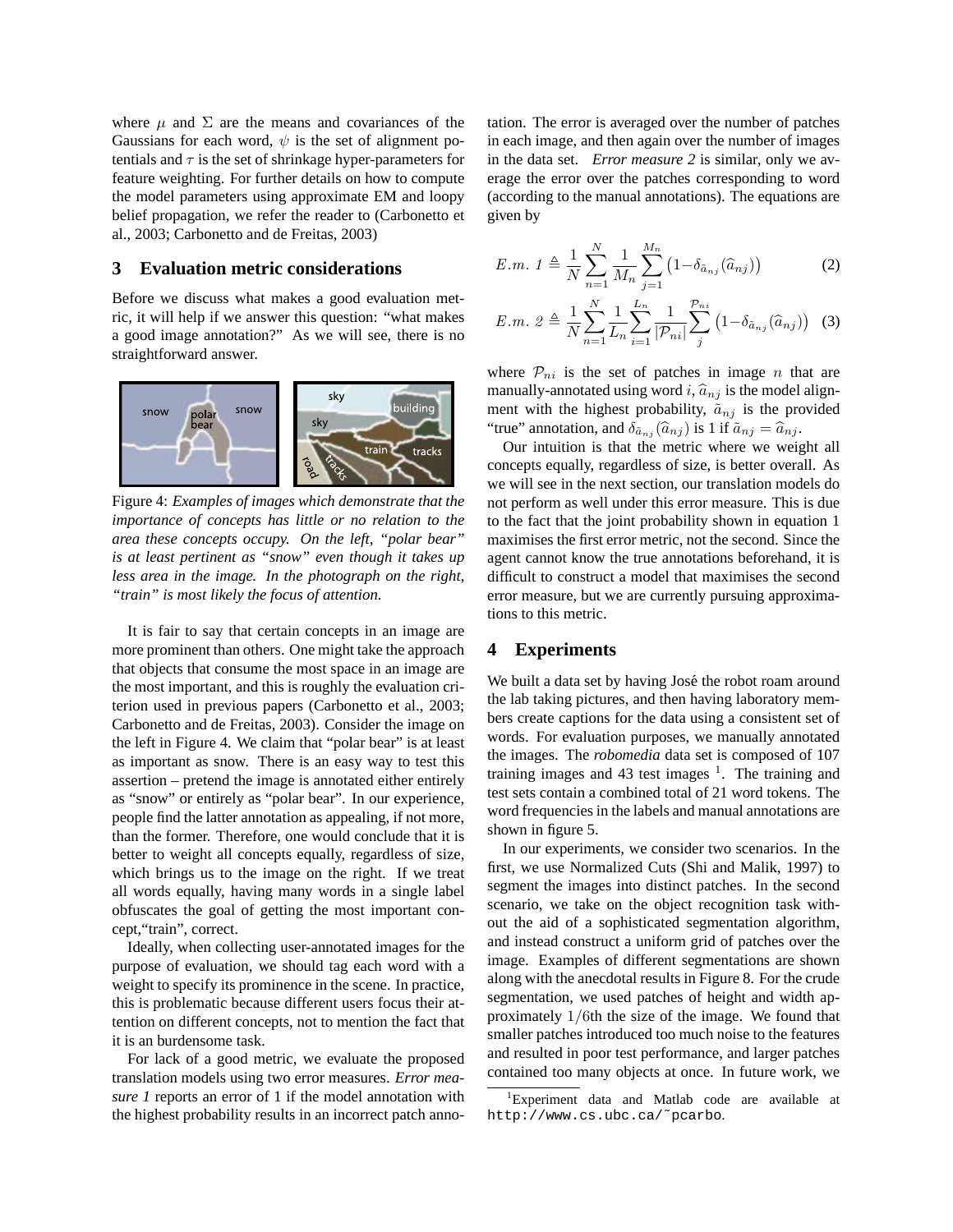where $\mu$ and $\Sigma$ are the means and covariances of the Gaussians for each word, $\psi$ is the set of alignment potentials and $\tau$ is the set of shrinkage hyper-parameters for feature weighting. For further details on how to compute the model parameters using approximate EM and loopy belief propagation, we refer the reader to (Carbonetto et al., 2003; Carbonetto and de Freitas, 2003)

## 3 Evaluation metric considerations

Before we discuss what makes a good evaluation metric, it will help if we answer this question: "what makes a good image annotation?" As we will see, there is no straightforward answer.

Figure 4: *Examples of images which demonstrate that the importance of concepts has little or no relation to the area these concepts occupy. On the left, "polar bear" is at least pertinent as "snow" even though it takes up less area in the image. In the photograph on the right, "train" is most likely the focus of attention.*

It is fair to say that certain concepts in an image are more prominent than others. One might take the approach that objects that consume the most space in an image are the most important, and this is roughly the evaluation criterion used in previous papers (Carbonetto et al., 2003; Carbonetto and de Freitas, 2003). Consider the image on the left in Figure 4. We claim that "polar bear" is at least as important as snow. There is an easy way to test this assertion – pretend the image is annotated either entirely as "snow" or entirely as "polar bear". In our experience, people find the latter annotation as appealing, if not more, than the former. Therefore, one would conclude that it is better to weight all concepts equally, regardless of size, which brings us to the image on the right. If we treat all words equally, having many words in a single label obfuscates the goal of getting the most important concept,"train", correct.

Ideally, when collecting user-annotated images for the purpose of evaluation, we should tag each word with a weight to specify its prominence in the scene. In practice, this is problematic because different users focus their attention on different concepts, not to mention the fact that it is an burdensome task.

For lack of a good metric, we evaluate the proposed translation models using two error measures. *Error measure 1* reports an error of 1 if the model annotation with the highest probability results in an incorrect patch annotation. The error is averaged over the number of patches in each image, and then again over the number of images in the data set. *Error measure 2* is similar, only we average the error over the patches corresponding to word (according to the manual annotations). The equations are given by

$$E.m.\ 1 \triangleq \frac{1}{N}\sum_{n=1}^{N}\frac{1}{M_n}\sum_{j=1}^{M_n}\left(1-\delta_{\tilde{a}_{nj}}(\widehat{a}_{nj})\right) \quad (2)$$

$$E.m.\ 2 \triangleq \frac{1}{N}\sum_{n=1}^{N}\frac{1}{L_n}\sum_{i=1}^{L_n}\frac{1}{|\mathcal{P}_{ni}|}\sum_{j}^{\mathcal{P}_{ni}}\left(1-\delta_{\tilde{a}_{nj}}(\widehat{a}_{nj})\right) \quad (3)$$

where $\mathcal{P}_{ni}$ is the set of patches in image $n$ that are manually-annotated using word $i$, $\widehat{a}_{nj}$ is the model alignment with the highest probability, $\tilde{a}_{nj}$ is the provided "true" annotation, and $\delta_{\tilde{a}_{nj}}(\widehat{a}_{nj})$ is 1 if $\tilde{a}_{nj} = \widehat{a}_{nj}$.

Our intuition is that the metric where we weight all concepts equally, regardless of size, is better overall. As we will see in the next section, our translation models do not perform as well under this error measure. This is due to the fact that the joint probability shown in equation 1 maximises the first error metric, not the second. Since the agent cannot know the true annotations beforehand, it is difficult to construct a model that maximises the second error measure, but we are currently pursuing approximations to this metric.

## 4 Experiments

We built a data set by having José the robot roam around the lab taking pictures, and then having laboratory members create captions for the data using a consistent set of words. For evaluation purposes, we manually annotated the images. The *robomedia* data set is composed of 107 training images and 43 test images [1]. The training and test sets contain a combined total of 21 word tokens. The word frequencies in the labels and manual annotations are shown in figure 5.

In our experiments, we consider two scenarios. In the first, we use Normalized Cuts (Shi and Malik, 1997) to segment the images into distinct patches. In the second scenario, we take on the object recognition task without the aid of a sophisticated segmentation algorithm, and instead construct a uniform grid of patches over the image. Examples of different segmentations are shown along with the anecdotal results in Figure 8. For the crude segmentation, we used patches of height and width approximately $1/6$th the size of the image. We found that smaller patches introduced too much noise to the features and resulted in poor test performance, and larger patches contained too many objects at once. In future work, we

[1] Experiment data and Matlab code are available at http://www.cs.ubc.ca/~pcarbo.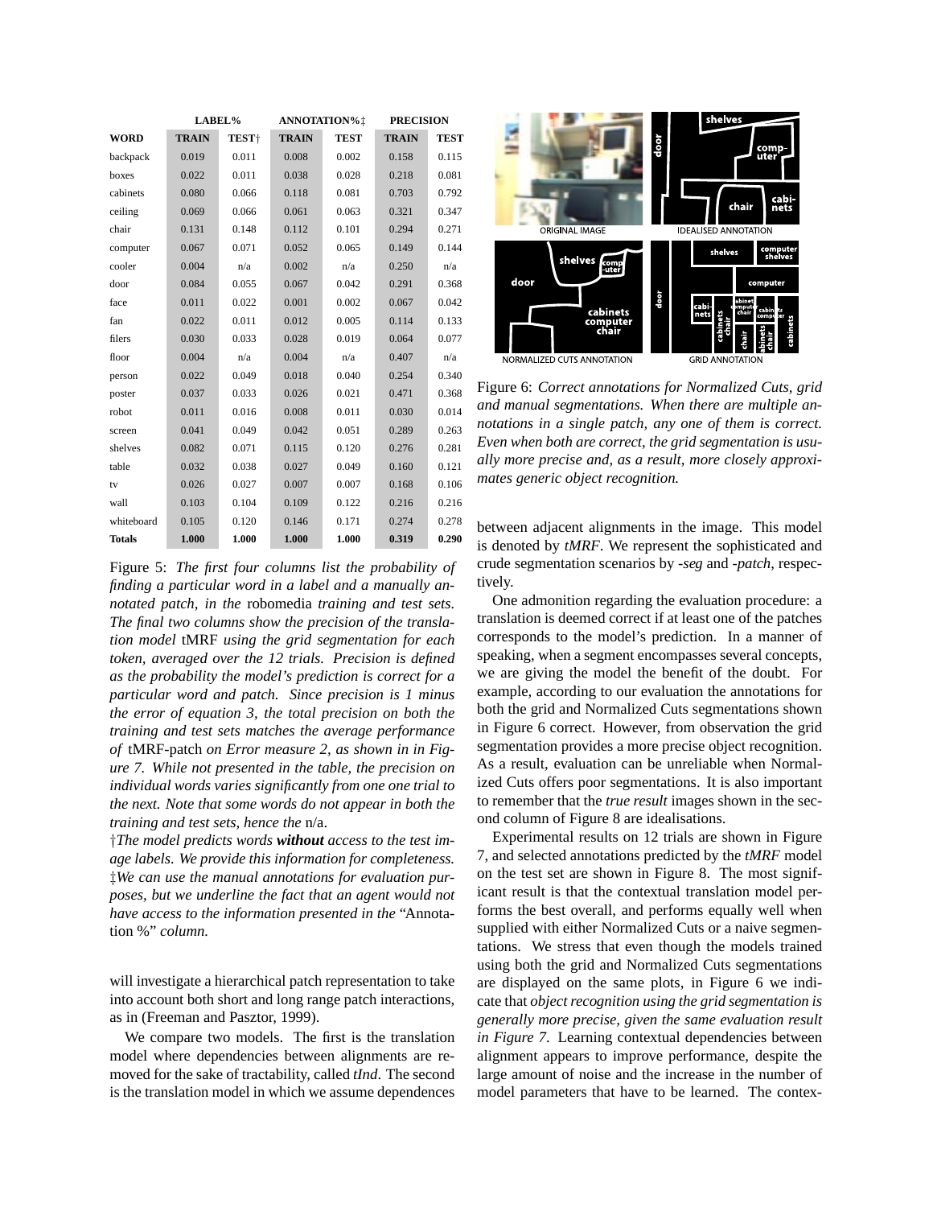| WORD | LABEL% TRAIN | LABEL% TEST† | ANNOTATION%‡ TRAIN | ANNOTATION%‡ TEST | PRECISION TRAIN | PRECISION TEST |
|---|---|---|---|---|---|---|
| backpack | 0.019 | 0.011 | 0.008 | 0.002 | 0.158 | 0.115 |
| boxes | 0.022 | 0.011 | 0.038 | 0.028 | 0.218 | 0.081 |
| cabinets | 0.080 | 0.066 | 0.118 | 0.081 | 0.703 | 0.792 |
| ceiling | 0.069 | 0.066 | 0.061 | 0.063 | 0.321 | 0.347 |
| chair | 0.131 | 0.148 | 0.112 | 0.101 | 0.294 | 0.271 |
| computer | 0.067 | 0.071 | 0.052 | 0.065 | 0.149 | 0.144 |
| cooler | 0.004 | n/a | 0.002 | n/a | 0.250 | n/a |
| door | 0.084 | 0.055 | 0.067 | 0.042 | 0.291 | 0.368 |
| face | 0.011 | 0.022 | 0.001 | 0.002 | 0.067 | 0.042 |
| fan | 0.022 | 0.011 | 0.012 | 0.005 | 0.114 | 0.133 |
| filers | 0.030 | 0.033 | 0.028 | 0.019 | 0.064 | 0.077 |
| floor | 0.004 | n/a | 0.004 | n/a | 0.407 | n/a |
| person | 0.022 | 0.049 | 0.018 | 0.040 | 0.254 | 0.340 |
| poster | 0.037 | 0.033 | 0.026 | 0.021 | 0.471 | 0.368 |
| robot | 0.011 | 0.016 | 0.008 | 0.011 | 0.030 | 0.014 |
| screen | 0.041 | 0.049 | 0.042 | 0.051 | 0.289 | 0.263 |
| shelves | 0.082 | 0.071 | 0.115 | 0.120 | 0.276 | 0.281 |
| table | 0.032 | 0.038 | 0.027 | 0.049 | 0.160 | 0.121 |
| tv | 0.026 | 0.027 | 0.007 | 0.007 | 0.168 | 0.106 |
| wall | 0.103 | 0.104 | 0.109 | 0.122 | 0.216 | 0.216 |
| whiteboard | 0.105 | 0.120 | 0.146 | 0.171 | 0.274 | 0.278 |
| **Totals** | **1.000** | **1.000** | **1.000** | **1.000** | **0.319** | **0.290** |

Figure 5: *The first four columns list the probability of finding a particular word in a label and a manually annotated patch, in the* robomedia *training and test sets. The final two columns show the precision of the translation model* tMRF *using the grid segmentation for each token, averaged over the 12 trials. Precision is defined as the probability the model's prediction is correct for a particular word and patch. Since precision is 1 minus the error of equation 3, the total precision on both the training and test sets matches the average performance of* tMRF-patch *on Error measure 2, as shown in in Figure 7. While not presented in the table, the precision on individual words varies significantly from one one trial to the next. Note that some words do not appear in both the training and test sets, hence the* n/a.

†*The model predicts words* ***without*** *access to the test image labels. We provide this information for completeness.*
‡*We can use the manual annotations for evaluation purposes, but we underline the fact that an agent would not have access to the information presented in the* "Annotation %" *column.*

Figure 6: *Correct annotations for Normalized Cuts, grid and manual segmentations. When there are multiple annotations in a single patch, any one of them is correct. Even when both are correct, the grid segmentation is usually more precise and, as a result, more closely approximates generic object recognition.*

will investigate a hierarchical patch representation to take into account both short and long range patch interactions, as in (Freeman and Pasztor, 1999).

We compare two models. The first is the translation model where dependencies between alignments are removed for the sake of tractability, called *tInd*. The second is the translation model in which we assume dependences between adjacent alignments in the image. This model is denoted by *tMRF*. We represent the sophisticated and crude segmentation scenarios by *-seg* and *-patch*, respectively.

One admonition regarding the evaluation procedure: a translation is deemed correct if at least one of the patches corresponds to the model's prediction. In a manner of speaking, when a segment encompasses several concepts, we are giving the model the benefit of the doubt. For example, according to our evaluation the annotations for both the grid and Normalized Cuts segmentations shown in Figure 6 correct. However, from observation the grid segmentation provides a more precise object recognition. As a result, evaluation can be unreliable when Normalized Cuts offers poor segmentations. It is also important to remember that the *true result* images shown in the second column of Figure 8 are idealisations.

Experimental results on 12 trials are shown in Figure 7, and selected annotations predicted by the *tMRF* model on the test set are shown in Figure 8. The most significant result is that the contextual translation model performs the best overall, and performs equally well when supplied with either Normalized Cuts or a naive segmentations. We stress that even though the models trained using both the grid and Normalized Cuts segmentations are displayed on the same plots, in Figure 6 we indicate that *object recognition using the grid segmentation is generally more precise, given the same evaluation result in Figure 7*. Learning contextual dependencies between alignment appears to improve performance, despite the large amount of noise and the increase in the number of model parameters that have to be learned. The contex-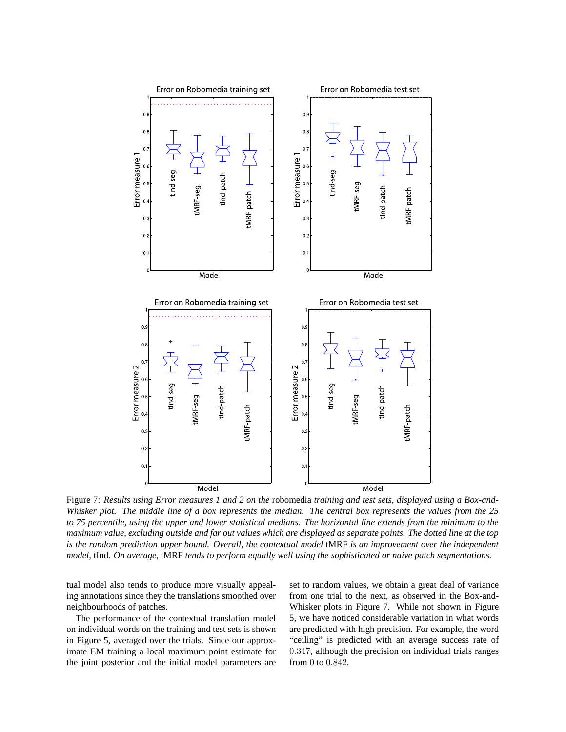Figure 7: *Results using Error measures 1 and 2 on the* robomedia *training and test sets, displayed using a Box-and-Whisker plot. The middle line of a box represents the median. The central box represents the values from the 25 to 75 percentile, using the upper and lower statistical medians. The horizontal line extends from the minimum to the maximum value, excluding outside and far out values which are displayed as separate points. The dotted line at the top is the random prediction upper bound. Overall, the contextual model* tMRF *is an improvement over the independent model,* tInd. *On average,* tMRF *tends to perform equally well using the sophisticated or naive patch segmentations.*

tual model also tends to produce more visually appealing annotations since they the translations smoothed over neighbourhoods of patches.

The performance of the contextual translation model on individual words on the training and test sets is shown in Figure 5, averaged over the trials. Since our approximate EM training a local maximum point estimate for the joint posterior and the initial model parameters are set to random values, we obtain a great deal of variance from one trial to the next, as observed in the Box-and-Whisker plots in Figure 7. While not shown in Figure 5, we have noticed considerable variation in what words are predicted with high precision. For example, the word "ceiling" is predicted with an average success rate of $0.347$, although the precision on individual trials ranges from $0$ to $0.842$.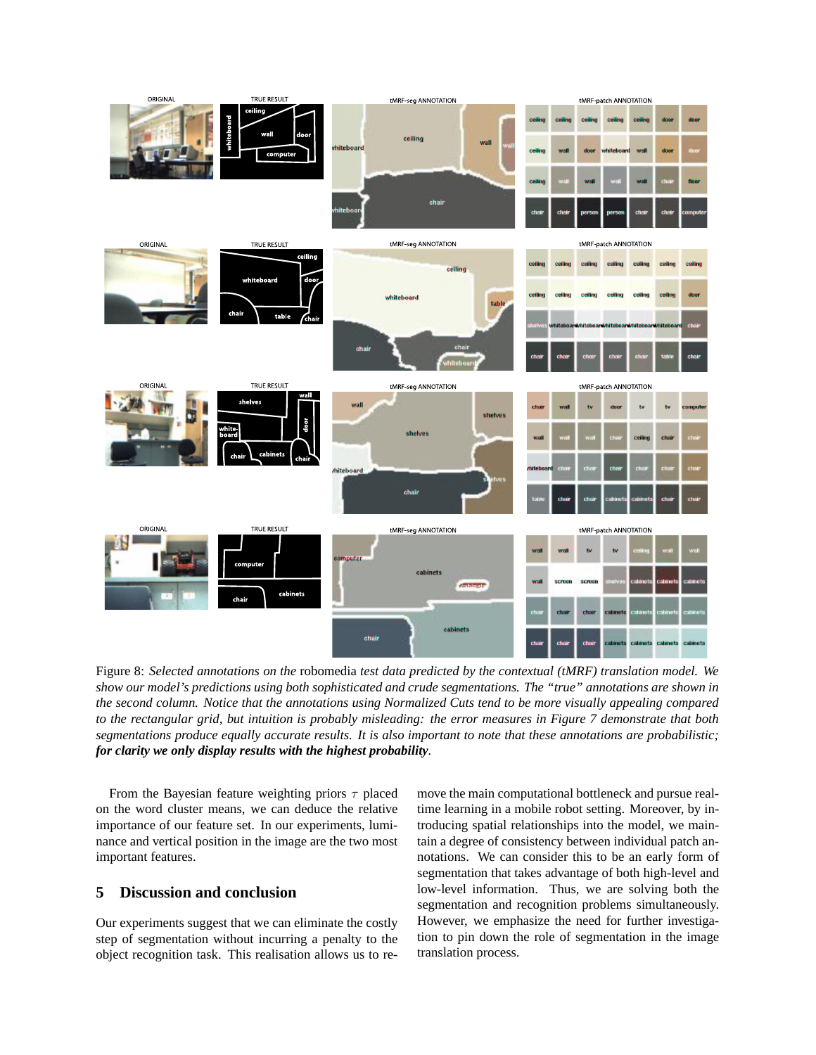Figure 8: *Selected annotations on the* robomedia *test data predicted by the contextual (tMRF) translation model. We show our model's predictions using both sophisticated and crude segmentations. The "true" annotations are shown in the second column. Notice that the annotations using Normalized Cuts tend to be more visually appealing compared to the rectangular grid, but intuition is probably misleading: the error measures in Figure 7 demonstrate that both segmentations produce equally accurate results. It is also important to note that these annotations are probabilistic;* ***for clarity we only display results with the highest probability****.*

From the Bayesian feature weighting priors $\tau$ placed on the word cluster means, we can deduce the relative importance of our feature set. In our experiments, luminance and vertical position in the image are the two most important features.

## 5 Discussion and conclusion

Our experiments suggest that we can eliminate the costly step of segmentation without incurring a penalty to the object recognition task. This realisation allows us to remove the main computational bottleneck and pursue real-time learning in a mobile robot setting. Moreover, by introducing spatial relationships into the model, we maintain a degree of consistency between individual patch annotations. We can consider this to be an early form of segmentation that takes advantage of both high-level and low-level information. Thus, we are solving both the segmentation and recognition problems simultaneously. However, we emphasize the need for further investigation to pin down the role of segmentation in the image translation process.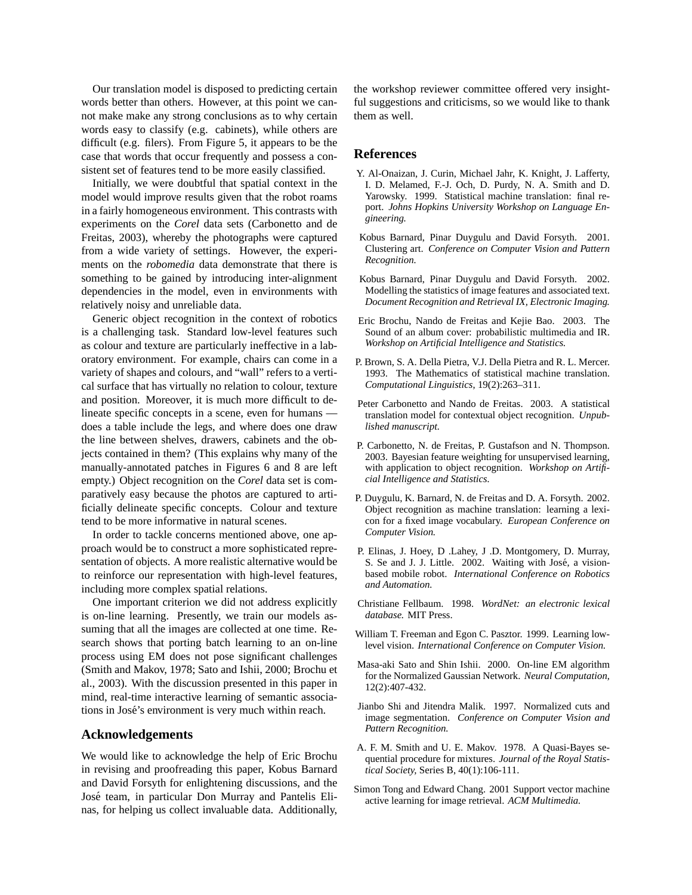Our translation model is disposed to predicting certain words better than others. However, at this point we cannot make make any strong conclusions as to why certain words easy to classify (e.g. cabinets), while others are difficult (e.g. filers). From Figure 5, it appears to be the case that words that occur frequently and possess a consistent set of features tend to be more easily classified.

Initially, we were doubtful that spatial context in the model would improve results given that the robot roams in a fairly homogeneous environment. This contrasts with experiments on the *Corel* data sets (Carbonetto and de Freitas, 2003), whereby the photographs were captured from a wide variety of settings. However, the experiments on the *robomedia* data demonstrate that there is something to be gained by introducing inter-alignment dependencies in the model, even in environments with relatively noisy and unreliable data.

Generic object recognition in the context of robotics is a challenging task. Standard low-level features such as colour and texture are particularly ineffective in a laboratory environment. For example, chairs can come in a variety of shapes and colours, and "wall" refers to a vertical surface that has virtually no relation to colour, texture and position. Moreover, it is much more difficult to delineate specific concepts in a scene, even for humans — does a table include the legs, and where does one draw the line between shelves, drawers, cabinets and the objects contained in them? (This explains why many of the manually-annotated patches in Figures 6 and 8 are left empty.) Object recognition on the *Corel* data set is comparatively easy because the photos are captured to artificially delineate specific concepts. Colour and texture tend to be more informative in natural scenes.

In order to tackle concerns mentioned above, one approach would be to construct a more sophisticated representation of objects. A more realistic alternative would be to reinforce our representation with high-level features, including more complex spatial relations.

One important criterion we did not address explicitly is on-line learning. Presently, we train our models assuming that all the images are collected at one time. Research shows that porting batch learning to an on-line process using EM does not pose significant challenges (Smith and Makov, 1978; Sato and Ishii, 2000; Brochu et al., 2003). With the discussion presented in this paper in mind, real-time interactive learning of semantic associations in José's environment is very much within reach.

## Acknowledgements

We would like to acknowledge the help of Eric Brochu in revising and proofreading this paper, Kobus Barnard and David Forsyth for enlightening discussions, and the José team, in particular Don Murray and Pantelis Elinas, for helping us collect invaluable data. Additionally, the workshop reviewer committee offered very insightful suggestions and criticisms, so we would like to thank them as well.

## References

Y. Al-Onaizan, J. Curin, Michael Jahr, K. Knight, J. Lafferty, I. D. Melamed, F.-J. Och, D. Purdy, N. A. Smith and D. Yarowsky. 1999. Statistical machine translation: final report. *Johns Hopkins University Workshop on Language Engineering.*

Kobus Barnard, Pinar Duygulu and David Forsyth. 2001. Clustering art. *Conference on Computer Vision and Pattern Recognition.*

Kobus Barnard, Pinar Duygulu and David Forsyth. 2002. Modelling the statistics of image features and associated text. *Document Recognition and Retrieval IX, Electronic Imaging.*

Eric Brochu, Nando de Freitas and Kejie Bao. 2003. The Sound of an album cover: probabilistic multimedia and IR. *Workshop on Artificial Intelligence and Statistics.*

P. Brown, S. A. Della Pietra, V.J. Della Pietra and R. L. Mercer. 1993. The Mathematics of statistical machine translation. *Computational Linguistics*, 19(2):263–311.

Peter Carbonetto and Nando de Freitas. 2003. A statistical translation model for contextual object recognition. *Unpublished manuscript.*

P. Carbonetto, N. de Freitas, P. Gustafson and N. Thompson. 2003. Bayesian feature weighting for unsupervised learning, with application to object recognition. *Workshop on Artificial Intelligence and Statistics.*

P. Duygulu, K. Barnard, N. de Freitas and D. A. Forsyth. 2002. Object recognition as machine translation: learning a lexicon for a fixed image vocabulary. *European Conference on Computer Vision.*

P. Elinas, J. Hoey, D .Lahey, J .D. Montgomery, D. Murray, S. Se and J. J. Little. 2002. Waiting with José, a vision-based mobile robot. *International Conference on Robotics and Automation.*

Christiane Fellbaum. 1998. *WordNet: an electronic lexical database.* MIT Press.

William T. Freeman and Egon C. Pasztor. 1999. Learning low-level vision. *International Conference on Computer Vision.*

Masa-aki Sato and Shin Ishii. 2000. On-line EM algorithm for the Normalized Gaussian Network. *Neural Computation*, 12(2):407-432.

Jianbo Shi and Jitendra Malik. 1997. Normalized cuts and image segmentation. *Conference on Computer Vision and Pattern Recognition.*

A. F. M. Smith and U. E. Makov. 1978. A Quasi-Bayes sequential procedure for mixtures. *Journal of the Royal Statistical Society*, Series B, 40(1):106-111.

Simon Tong and Edward Chang. 2001 Support vector machine active learning for image retrieval. *ACM Multimedia.*